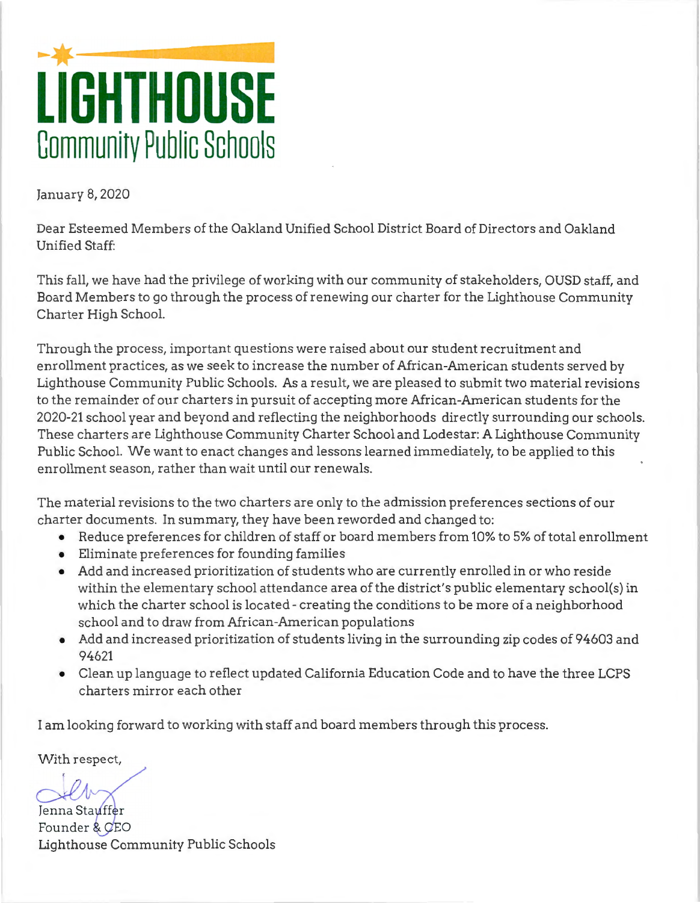# LIGHTHOUSE
## Community Public Schools

January 8, 2020

Dear Esteemed Members of the Oakland Unified School District Board of Directors and Oakland Unified Staff:

This fall, we have had the privilege of working with our community of stakeholders, OUSD staff, and Board Members to go through the process of renewing our charter for the Lighthouse Community Charter High School.

Through the process, important questions were raised about our student recruitment and enrollment practices, as we seek to increase the number of African-American students served by Lighthouse Community Public Schools. As a result, we are pleased to submit two material revisions to the remainder of our charters in pursuit of accepting more African-American students for the 2020-21 school year and beyond and reflecting the neighborhoods directly surrounding our schools. These charters are Lighthouse Community Charter School and Lodestar: A Lighthouse Community Public School. We want to enact changes and lessons learned immediately, to be applied to this enrollment season, rather than wait until our renewals.

The material revisions to the two charters are only to the admission preferences sections of our charter documents. In summary, they have been reworded and changed to:

- Reduce preferences for children of staff or board members from 10% to 5% of total enrollment
- Eliminate preferences for founding families
- Add and increased prioritization of students who are currently enrolled in or who reside within the elementary school attendance area of the district's public elementary school(s) in which the charter school is located - creating the conditions to be more of a neighborhood school and to draw from African-American populations
- Add and increased prioritization of students living in the surrounding zip codes of 94603 and 94621
- Clean up language to reflect updated California Education Code and to have the three LCPS charters mirror each other

I am looking forward to working with staff and board members through this process.

With respect,

Jenna Stauffer
Founder & CEO
Lighthouse Community Public Schools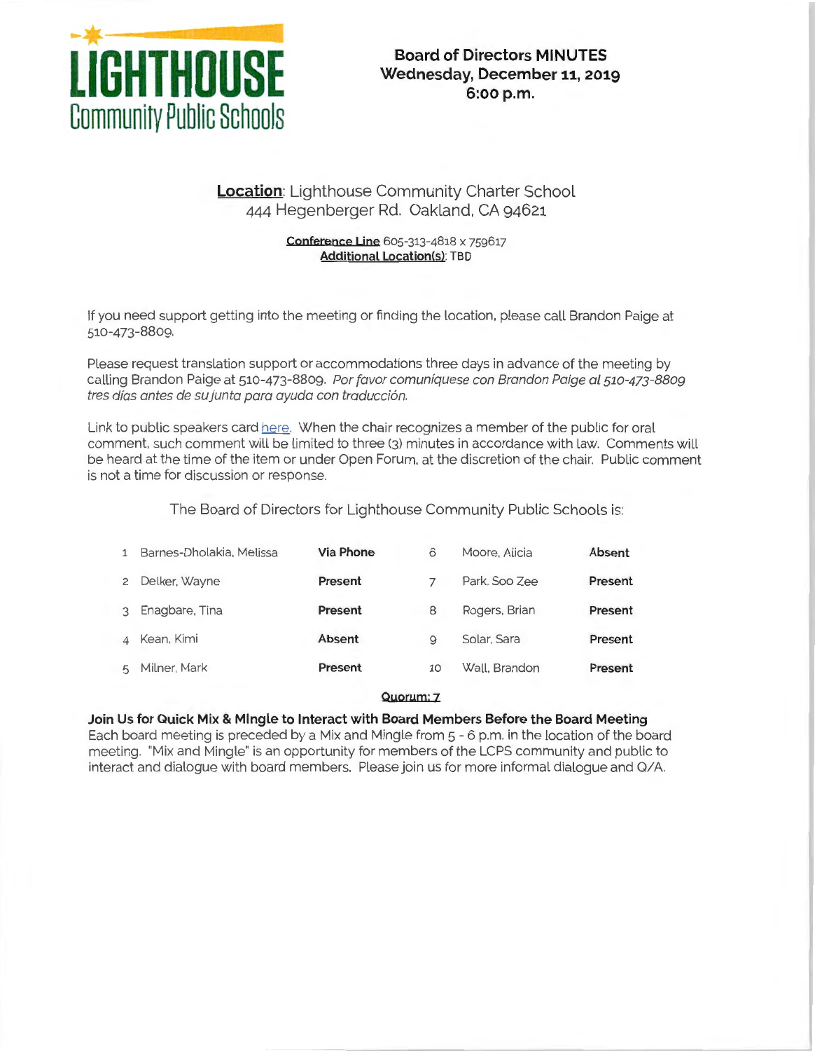LIGHTHOUSE
Community Public Schools

**Board of Directors MINUTES**
**Wednesday, December 11, 2019**
**6:00 p.m.**

**Location**: Lighthouse Community Charter School
444 Hegenberger Rd. Oakland, CA 94621

**Conference Line** 605-313-4818 x 759617
**Additional Location(s)**: TBD

If you need support getting into the meeting or finding the location, please call Brandon Paige at 510-473-8809.

Please request translation support or accommodations three days in advance of the meeting by calling Brandon Paige at 510-473-8809. *Por favor comuníquese con Brandon Paige al 510-473-8809 tres días antes de su junta para ayuda con traducción.*

Link to public speakers card here. When the chair recognizes a member of the public for oral comment, such comment will be limited to three (3) minutes in accordance with law. Comments will be heard at the time of the item or under Open Forum, at the discretion of the chair. Public comment is not a time for discussion or response.

The Board of Directors for Lighthouse Community Public Schools is:

| # | Name | Status | # | Name | Status |
|---|---|---|---|---|---|
| 1 | Barnes-Dholakia, Melissa | **Via Phone** | 6 | Moore, Alicia | **Absent** |
| 2 | Delker, Wayne | **Present** | 7 | Park, Soo Zee | **Present** |
| 3 | Enagbare, Tina | **Present** | 8 | Rogers, Brian | **Present** |
| 4 | Kean, Kimi | **Absent** | 9 | Solar, Sara | **Present** |
| 5 | Milner, Mark | **Present** | 10 | Wall, Brandon | **Present** |

**Quorum: 7**

**Join Us for Quick Mix & Mingle to Interact with Board Members Before the Board Meeting**
Each board meeting is preceded by a Mix and Mingle from 5 - 6 p.m. in the location of the board meeting. "Mix and Mingle" is an opportunity for members of the LCPS community and public to interact and dialogue with board members. Please join us for more informal dialogue and Q/A.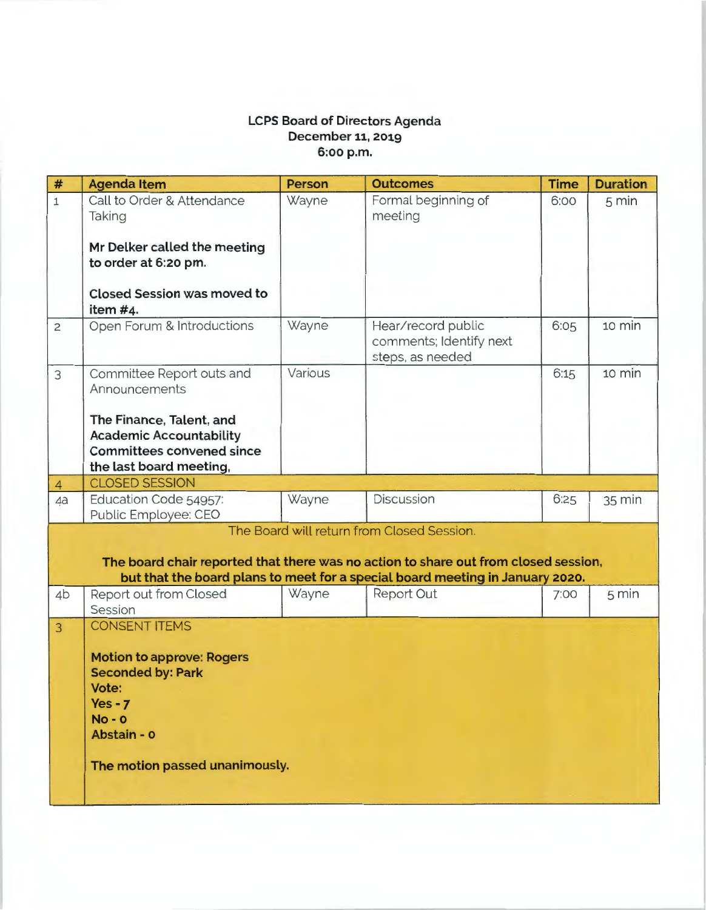**LCPS Board of Directors Agenda**
**December 11, 2019**
**6:00 p.m.**

| # | Agenda Item | Person | Outcomes | Time | Duration |
|---|---|---|---|---|---|
| 1 | Call to Order & Attendance Taking<br><br>**Mr Delker called the meeting to order at 6:20 pm.**<br><br>**Closed Session was moved to item #4.** | Wayne | Formal beginning of meeting | 6:00 | 5 min |
| 2 | Open Forum & Introductions | Wayne | Hear/record public comments; Identify next steps, as needed | 6:05 | 10 min |
| 3 | Committee Report outs and Announcements<br><br>**The Finance, Talent, and Academic Accountability Committees convened since the last board meeting,** | Various | | 6:15 | 10 min |
| 4 | CLOSED SESSION | | | | |
| 4a | Education Code 54957: Public Employee: CEO | Wayne | Discussion | 6:25 | 35 min |
| | The Board will return from Closed Session.<br><br>**The board chair reported that there was no action to share out from closed session, but that the board plans to meet for a special board meeting in January 2020.** | | | | |
| 4b | Report out from Closed Session | Wayne | Report Out | 7:00 | 5 min |
| 3 | CONSENT ITEMS<br><br>**Motion to approve: Rogers**<br>**Seconded by: Park**<br>**Vote:**<br>**Yes - 7**<br>**No - 0**<br>**Abstain - 0**<br><br>**The motion passed unanimously.** | | | | |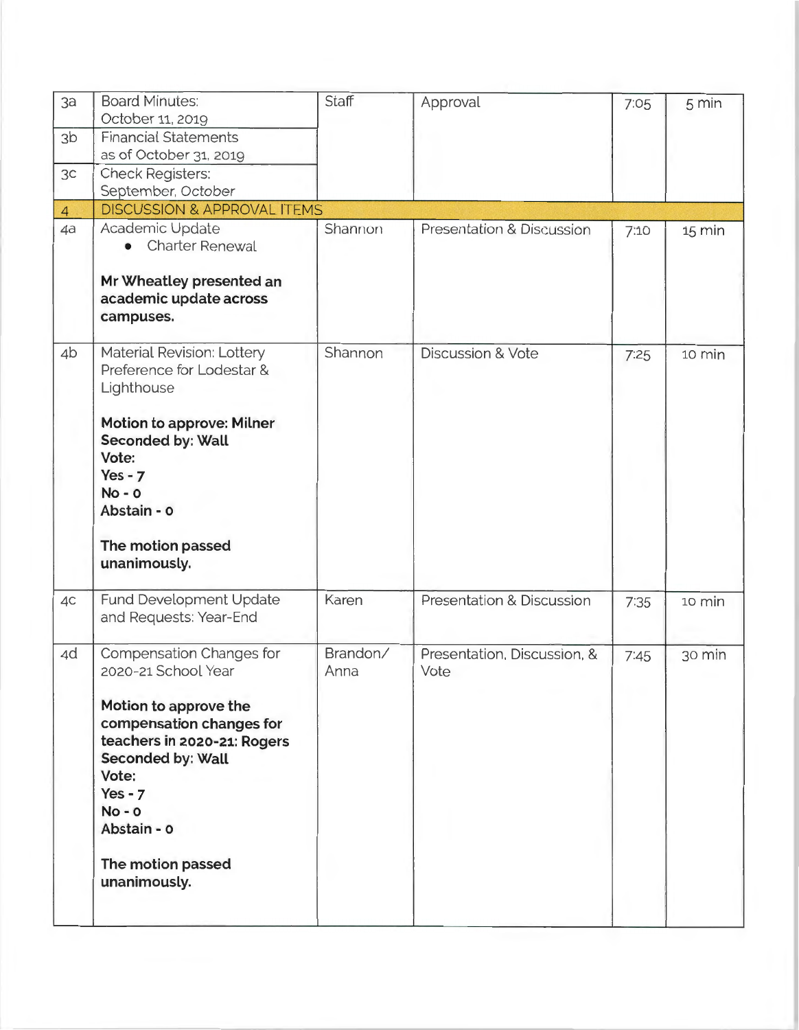| | | | | | |
|---|---|---|---|---|---|
| 3a | Board Minutes: October 11, 2019 | Staff | Approval | 7:05 | 5 min |
| 3b | Financial Statements as of October 31, 2019 | | | | |
| 3c | Check Registers: September, October | | | | |
| 4 | DISCUSSION & APPROVAL ITEMS | | | | |
| 4a | Academic Update<br>• Charter Renewal<br><br>**Mr Wheatley presented an academic update across campuses.** | Shannon | Presentation & Discussion | 7:10 | 15 min |
| 4b | Material Revision: Lottery Preference for Lodestar & Lighthouse<br><br>**Motion to approve: Milner**<br>**Seconded by: Wall**<br>**Vote:**<br>**Yes - 7**<br>**No - 0**<br>**Abstain - 0**<br><br>**The motion passed unanimously.** | Shannon | Discussion & Vote | 7:25 | 10 min |
| 4c | Fund Development Update and Requests: Year-End | Karen | Presentation & Discussion | 7:35 | 10 min |
| 4d | Compensation Changes for 2020-21 School Year<br><br>**Motion to approve the compensation changes for teachers in 2020-21: Rogers**<br>**Seconded by: Wall**<br>**Vote:**<br>**Yes - 7**<br>**No - 0**<br>**Abstain - 0**<br><br>**The motion passed unanimously.** | Brandon/ Anna | Presentation, Discussion, & Vote | 7:45 | 30 min |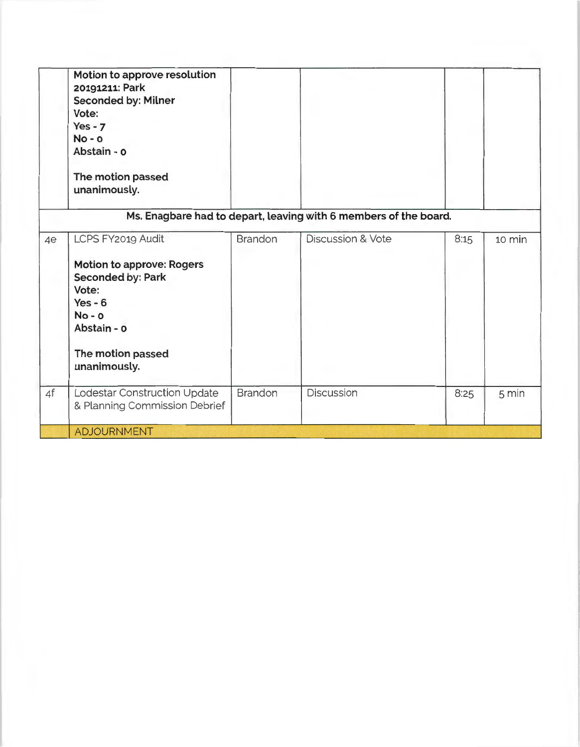| | | | | | |
|---|---|---|---|---|---|
| | **Motion to approve resolution 20191211: Park**<br>**Seconded by: Milner**<br>**Vote:**<br>**Yes - 7**<br>**No - 0**<br>**Abstain - 0**<br><br>**The motion passed unanimously.** | | | | |
| | **Ms. Enagbare had to depart, leaving with 6 members of the board.** | | | | |
| 4e | LCPS FY2019 Audit<br><br>**Motion to approve: Rogers**<br>**Seconded by: Park**<br>**Vote:**<br>**Yes - 6**<br>**No - 0**<br>**Abstain - 0**<br><br>**The motion passed unanimously.** | Brandon | Discussion & Vote | 8:15 | 10 min |
| 4f | Lodestar Construction Update & Planning Commission Debrief | Brandon | Discussion | 8:25 | 5 min |
| | ADJOURNMENT | | | | |